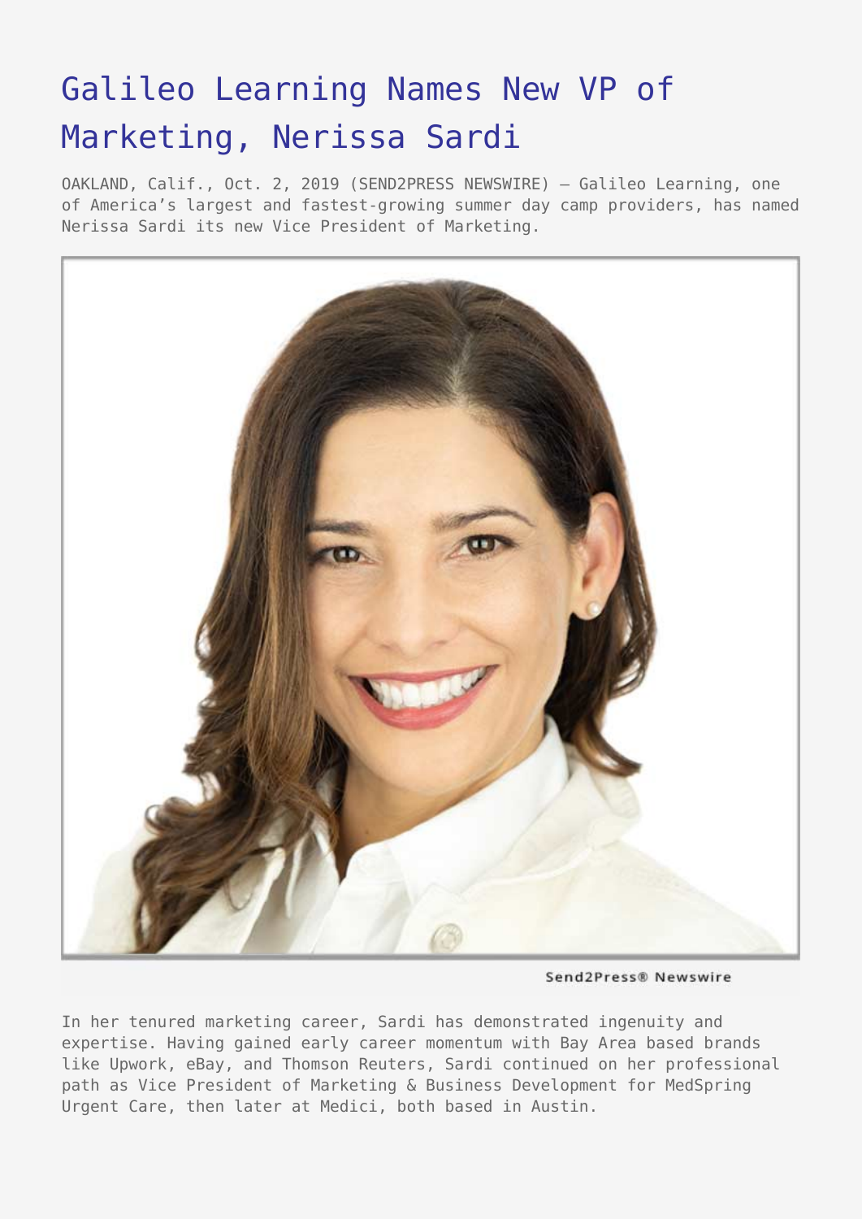# Galileo Learning Names New VP of Marketing, Nerissa Sardi

OAKLAND, Calif., Oct. 2, 2019 (SEND2PRESS NEWSWIRE) — Galileo Learning, one of America's largest and fastest-growing summer day camp providers, has named Nerissa Sardi its new Vice President of Marketing.

Send2Press® Newswire

In her tenured marketing career, Sardi has demonstrated ingenuity and expertise. Having gained early career momentum with Bay Area based brands like Upwork, eBay, and Thomson Reuters, Sardi continued on her professional path as Vice President of Marketing & Business Development for MedSpring Urgent Care, then later at Medici, both based in Austin.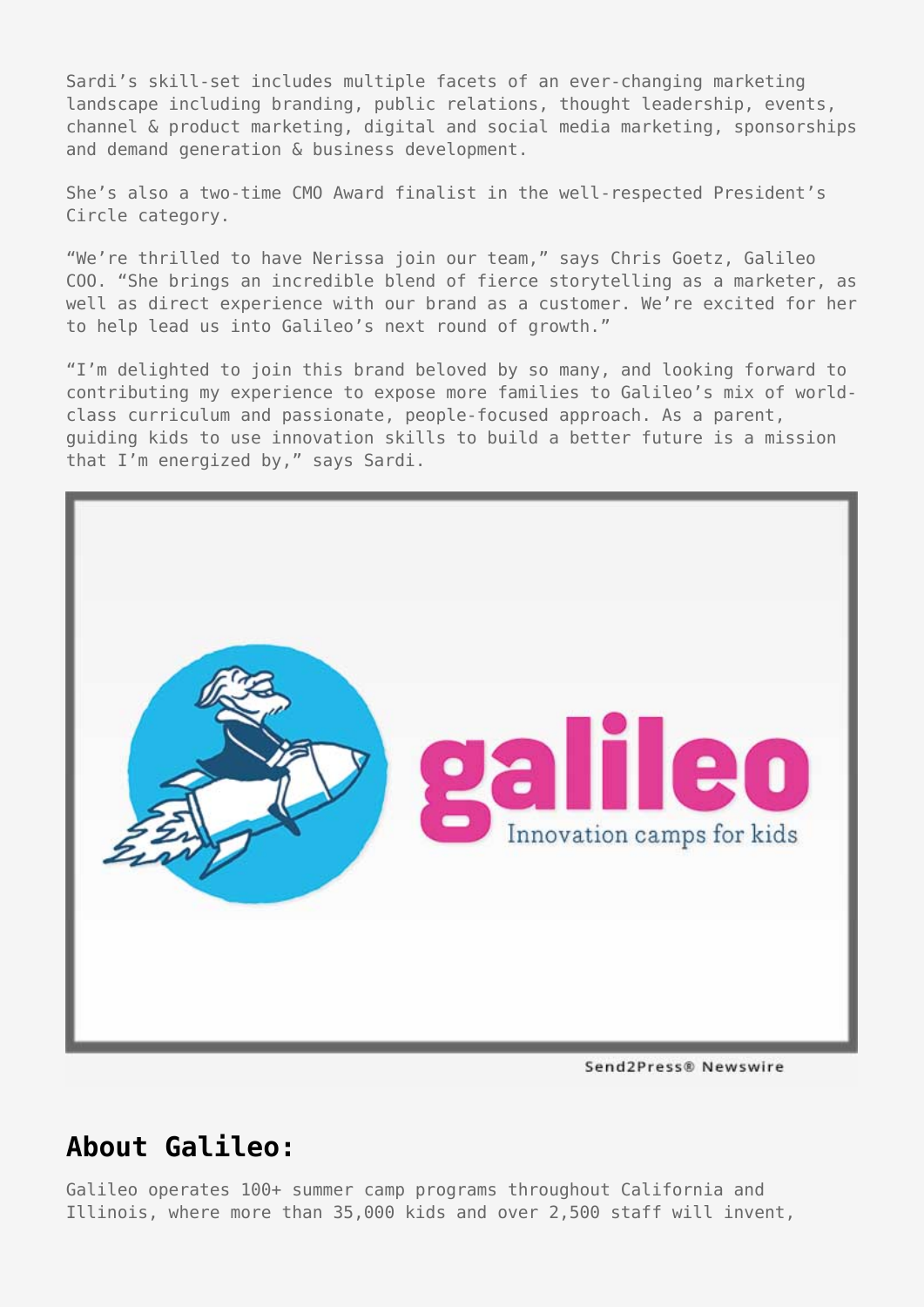Sardi's skill-set includes multiple facets of an ever-changing marketing landscape including branding, public relations, thought leadership, events, channel & product marketing, digital and social media marketing, sponsorships and demand generation & business development.

She's also a two-time CMO Award finalist in the well-respected President's Circle category.

"We're thrilled to have Nerissa join our team," says Chris Goetz, Galileo COO. "She brings an incredible blend of fierce storytelling as a marketer, as well as direct experience with our brand as a customer. We're excited for her to help lead us into Galileo's next round of growth."

"I'm delighted to join this brand beloved by so many, and looking forward to contributing my experience to expose more families to Galileo's mix of world-class curriculum and passionate, people-focused approach. As a parent, guiding kids to use innovation skills to build a better future is a mission that I'm energized by," says Sardi.

## About Galileo:

Galileo operates 100+ summer camp programs throughout California and Illinois, where more than 35,000 kids and over 2,500 staff will invent,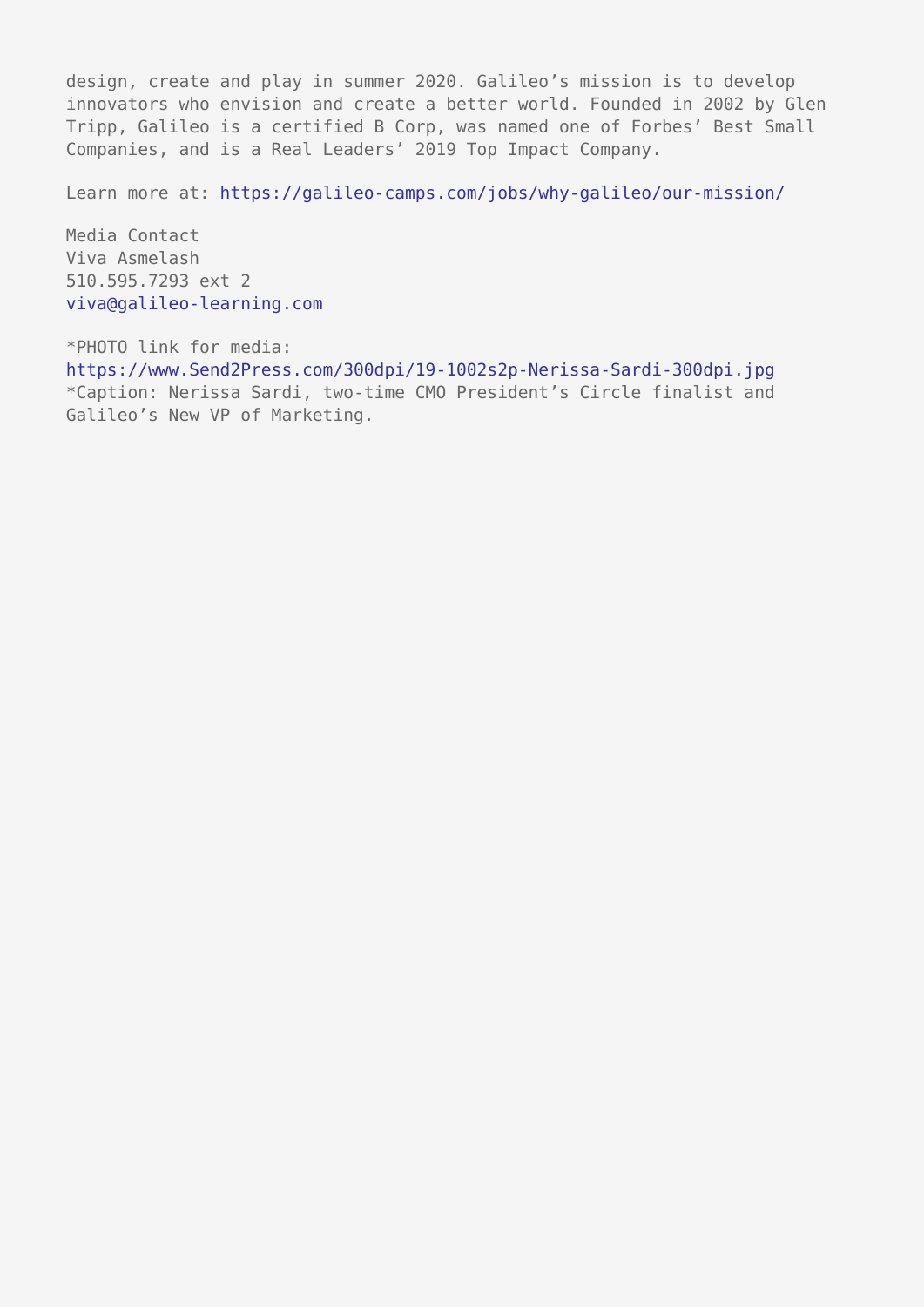design, create and play in summer 2020. Galileo's mission is to develop innovators who envision and create a better world. Founded in 2002 by Glen Tripp, Galileo is a certified B Corp, was named one of Forbes' Best Small Companies, and is a Real Leaders' 2019 Top Impact Company.

Learn more at: https://galileo-camps.com/jobs/why-galileo/our-mission/

Media Contact
Viva Asmelash
510.595.7293 ext 2
viva@galileo-learning.com

*PHOTO link for media:
https://www.Send2Press.com/300dpi/19-1002s2p-Nerissa-Sardi-300dpi.jpg
*Caption: Nerissa Sardi, two-time CMO President's Circle finalist and Galileo's New VP of Marketing.